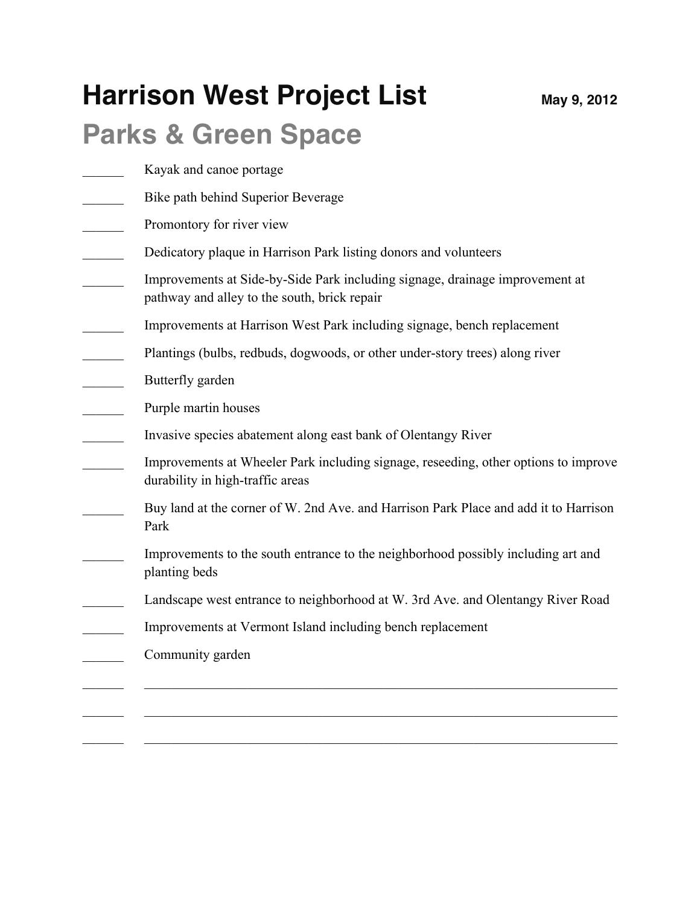# Harrison West Project List

May 9, 2012

## Parks & Green Space

______ Kayak and canoe portage

______ Bike path behind Superior Beverage

______ Promontory for river view

______ Dedicatory plaque in Harrison Park listing donors and volunteers

______ Improvements at Side-by-Side Park including signage, drainage improvement at pathway and alley to the south, brick repair

______ Improvements at Harrison West Park including signage, bench replacement

______ Plantings (bulbs, redbuds, dogwoods, or other under-story trees) along river

______ Butterfly garden

______ Purple martin houses

______ Invasive species abatement along east bank of Olentangy River

______ Improvements at Wheeler Park including signage, reseeding, other options to improve durability in high-traffic areas

______ Buy land at the corner of W. 2nd Ave. and Harrison Park Place and add it to Harrison Park

______ Improvements to the south entrance to the neighborhood possibly including art and planting beds

______ Landscape west entrance to neighborhood at W. 3rd Ave. and Olentangy River Road

______ Improvements at Vermont Island including bench replacement

______ Community garden

______ ______________________________________________________________________

______ ______________________________________________________________________

______ ______________________________________________________________________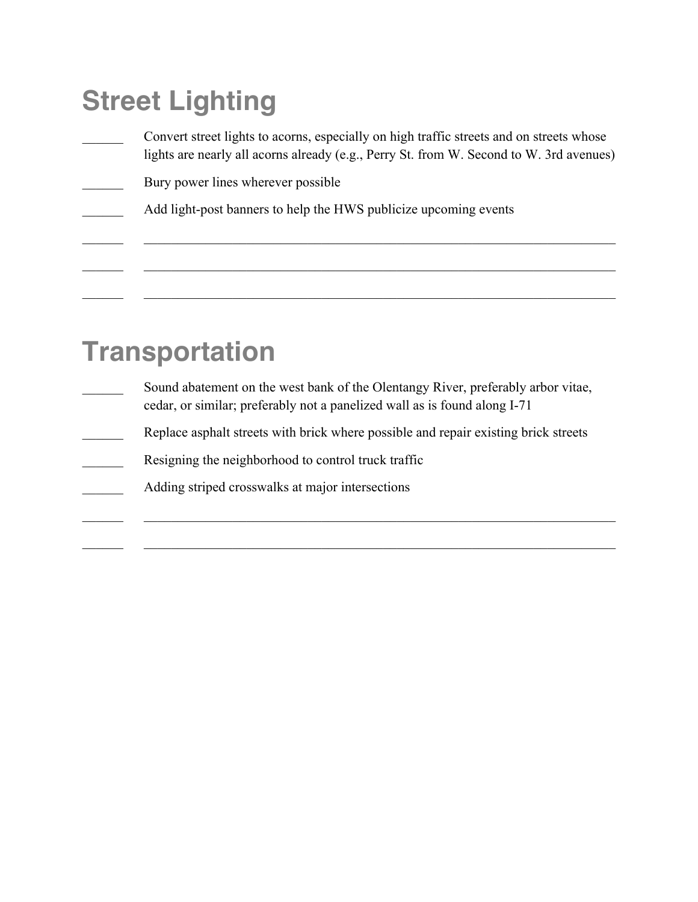# Street Lighting

______ Convert street lights to acorns, especially on high traffic streets and on streets whose lights are nearly all acorns already (e.g., Perry St. from W. Second to W. 3rd avenues)

______ Bury power lines wherever possible

______ Add light-post banners to help the HWS publicize upcoming events

______ ______________________________________________________________________

______ ______________________________________________________________________

______ ______________________________________________________________________

# Transportation

______ Sound abatement on the west bank of the Olentangy River, preferably arbor vitae, cedar, or similar; preferably not a panelized wall as is found along I-71

______ Replace asphalt streets with brick where possible and repair existing brick streets

______ Resigning the neighborhood to control truck traffic

______ Adding striped crosswalks at major intersections

______ ______________________________________________________________________

______ ______________________________________________________________________